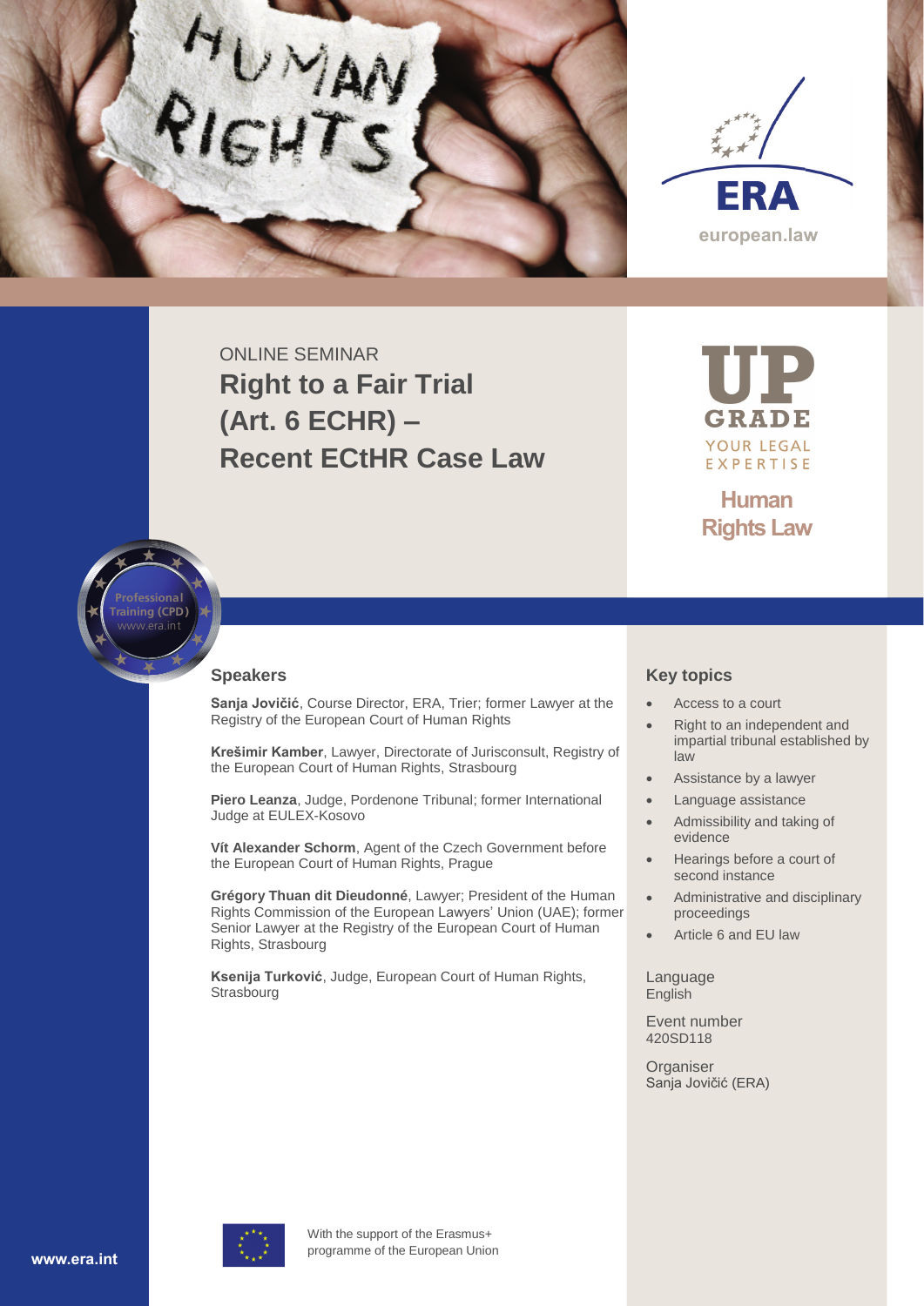ERA

european.law

ONLINE SEMINAR

# Right to a Fair Trial (Art. 6 ECHR) – Recent ECtHR Case Law

UP GRADE YOUR LEGAL EXPERTISE

Human Rights Law

Professional Training (CPD) www.era.int

## Speakers

**Sanja Jovičić**, Course Director, ERA, Trier; former Lawyer at the Registry of the European Court of Human Rights

**Krešimir Kamber**, Lawyer, Directorate of Jurisconsult, Registry of the European Court of Human Rights, Strasbourg

**Piero Leanza**, Judge, Pordenone Tribunal; former International Judge at EULEX-Kosovo

**Vít Alexander Schorm**, Agent of the Czech Government before the European Court of Human Rights, Prague

**Grégory Thuan dit Dieudonné**, Lawyer; President of the Human Rights Commission of the European Lawyers' Union (UAE); former Senior Lawyer at the Registry of the European Court of Human Rights, Strasbourg

**Ksenija Turković**, Judge, European Court of Human Rights, Strasbourg

## Key topics

- Access to a court
- Right to an independent and impartial tribunal established by law
- Assistance by a lawyer
- Language assistance
- Admissibility and taking of evidence
- Hearings before a court of second instance
- Administrative and disciplinary proceedings
- Article 6 and EU law

Language
English

Event number
420SD118

Organiser
Sanja Jovičić (ERA)

With the support of the Erasmus+ programme of the European Union

www.era.int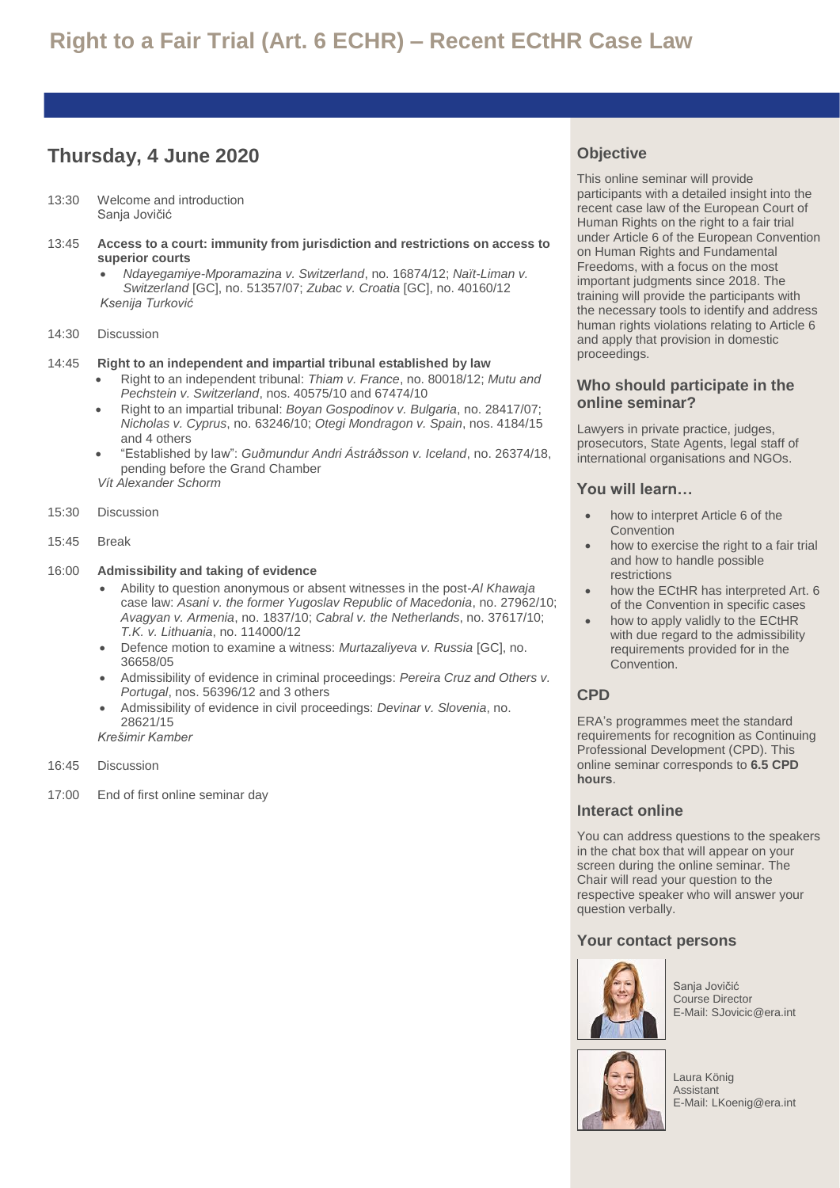# Right to a Fair Trial (Art. 6 ECHR) – Recent ECtHR Case Law

## Thursday, 4 June 2020

13:30 Welcome and introduction
Sanja Jovičić

13:45 **Access to a court: immunity from jurisdiction and restrictions on access to superior courts**

- *Ndayegamiye-Mporamazina v. Switzerland*, no. 16874/12; *Naït-Liman v. Switzerland* [GC], no. 51357/07; *Zubac v. Croatia* [GC], no. 40160/12

*Ksenija Turković*

14:30 Discussion

14:45 **Right to an independent and impartial tribunal established by law**

- Right to an independent tribunal: *Thiam v. France*, no. 80018/12; *Mutu and Pechstein v. Switzerland*, nos. 40575/10 and 67474/10
- Right to an impartial tribunal: *Boyan Gospodinov v. Bulgaria*, no. 28417/07; *Nicholas v. Cyprus*, no. 63246/10; *Otegi Mondragon v. Spain*, nos. 4184/15 and 4 others
- "Established by law": *Guðmundur Andri Ástráðsson v. Iceland*, no. 26374/18, pending before the Grand Chamber

*Vít Alexander Schorm*

15:30 Discussion

15:45 Break

16:00 **Admissibility and taking of evidence**

- Ability to question anonymous or absent witnesses in the post-*Al Khawaja* case law: *Asani v. the former Yugoslav Republic of Macedonia*, no. 27962/10; *Avagyan v. Armenia*, no. 1837/10; *Cabral v. the Netherlands*, no. 37617/10; *T.K. v. Lithuania*, no. 114000/12
- Defence motion to examine a witness: *Murtazaliyeva v. Russia* [GC], no. 36658/05
- Admissibility of evidence in criminal proceedings: *Pereira Cruz and Others v. Portugal*, nos. 56396/12 and 3 others
- Admissibility of evidence in civil proceedings: *Devinar v. Slovenia*, no. 28621/15

*Krešimir Kamber*

16:45 Discussion

17:00 End of first online seminar day

### Objective

This online seminar will provide participants with a detailed insight into the recent case law of the European Court of Human Rights on the right to a fair trial under Article 6 of the European Convention on Human Rights and Fundamental Freedoms, with a focus on the most important judgments since 2018. The training will provide the participants with the necessary tools to identify and address human rights violations relating to Article 6 and apply that provision in domestic proceedings.

### Who should participate in the online seminar?

Lawyers in private practice, judges, prosecutors, State Agents, legal staff of international organisations and NGOs.

### You will learn…

- how to interpret Article 6 of the Convention
- how to exercise the right to a fair trial and how to handle possible restrictions
- how the ECtHR has interpreted Art. 6 of the Convention in specific cases
- how to apply validly to the ECtHR with due regard to the admissibility requirements provided for in the Convention.

### CPD

ERA's programmes meet the standard requirements for recognition as Continuing Professional Development (CPD). This online seminar corresponds to **6.5 CPD hours**.

### Interact online

You can address questions to the speakers in the chat box that will appear on your screen during the online seminar. The Chair will read your question to the respective speaker who will answer your question verbally.

### Your contact persons

Sanja Jovičić
Course Director
E-Mail: SJovicic@era.int

Laura König
Assistant
E-Mail: LKoenig@era.int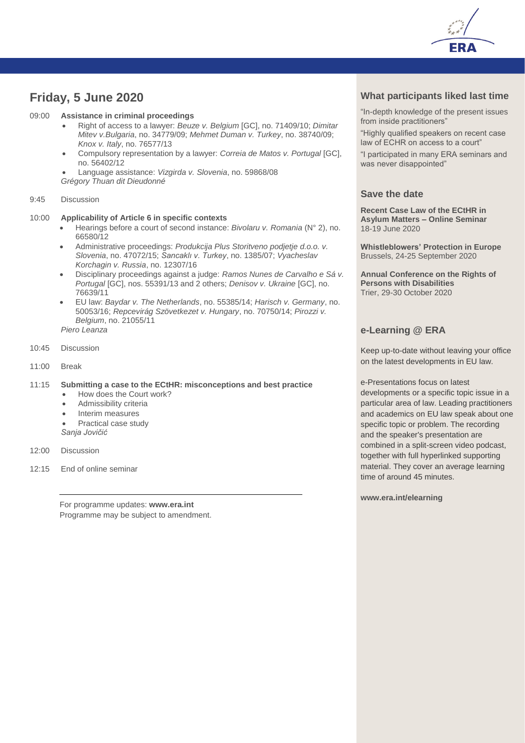## Friday, 5 June 2020

09:00 **Assistance in criminal proceedings**

- Right of access to a lawyer: *Beuze v. Belgium* [GC], no. 71409/10; *Dimitar Mitev v.Bulgaria*, no. 34779/09; *Mehmet Duman v. Turkey*, no. 38740/09; *Knox v. Italy*, no. 76577/13
- Compulsory representation by a lawyer: *Correia de Matos v. Portugal* [GC], no. 56402/12
- Language assistance: *Vizgirda v. Slovenia*, no. 59868/08

*Grégory Thuan dit Dieudonné*

9:45 Discussion

10:00 **Applicability of Article 6 in specific contexts**

- Hearings before a court of second instance: *Bivolaru v. Romania* (N° 2), no. 66580/12
- Administrative proceedings: *Produkcija Plus Storitveno podjetje d.o.o. v. Slovenia*, no. 47072/15; *Sancaklı v. Turkey*, no. 1385/07; *Vyacheslav Korchagin v. Russia*, no. 12307/16
- Disciplinary proceedings against a judge: *Ramos Nunes de Carvalho e Sá v. Portugal* [GC], nos. 55391/13 and 2 others; *Denisov v. Ukraine* [GC], no. 76639/11
- EU law: *Baydar v. The Netherlands*, no. 55385/14; *Harisch v. Germany*, no. 50053/16; *Repcevirág Szövetkezet v. Hungary*, no. 70750/14; *Pirozzi v. Belgium*, no. 21055/11

*Piero Leanza*

10:45 Discussion

11:00 Break

11:15 **Submitting a case to the ECtHR: misconceptions and best practice**

- How does the Court work?
- Admissibility criteria
- Interim measures
- Practical case study

*Sanja Jovičić*

12:00 Discussion

12:15 End of online seminar

---

For programme updates: **www.era.int**
Programme may be subject to amendment.

### What participants liked last time

"In-depth knowledge of the present issues from inside practitioners"

"Highly qualified speakers on recent case law of ECHR on access to a court"

"I participated in many ERA seminars and was never disappointed"

### Save the date

**Recent Case Law of the ECtHR in Asylum Matters – Online Seminar**
18-19 June 2020

**Whistleblowers' Protection in Europe**
Brussels, 24-25 September 2020

**Annual Conference on the Rights of Persons with Disabilities**
Trier, 29-30 October 2020

### e-Learning @ ERA

Keep up-to-date without leaving your office on the latest developments in EU law.

e-Presentations focus on latest developments or a specific topic issue in a particular area of law. Leading practitioners and academics on EU law speak about one specific topic or problem. The recording and the speaker's presentation are combined in a split-screen video podcast, together with full hyperlinked supporting material. They cover an average learning time of around 45 minutes.

**www.era.int/elearning**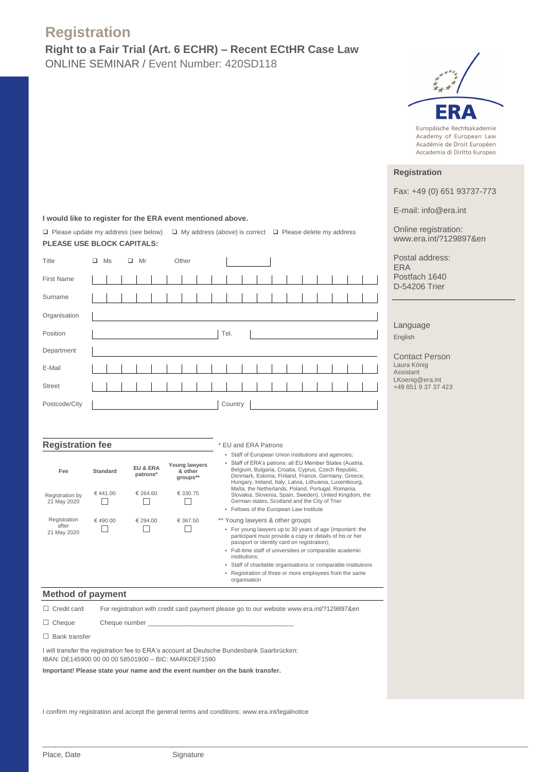# Registration

## Right to a Fair Trial (Art. 6 ECHR) – Recent ECtHR Case Law

ONLINE SEMINAR / Event Number: 420SD118

ERA
Europäische Rechtsakademie
Academy of European Law
Académie de Droit Européen
Accademia di Diritto Europeo

### Registration

Fax: +49 (0) 651 93737-773

E-mail: info@era.int

Online registration:
www.era.int/?129897&en

Postal address:
ERA
Postfach 1640
D-54206 Trier

Language
English

Contact Person
Laura König
Assistant
LKoenig@era.int
+49 651 9 37 37 423

**I would like to register for the ERA event mentioned above.**

☐ Please update my address (see below) ☐ My address (above) is correct ☐ Please delete my address

**PLEASE USE BLOCK CAPITALS:**

Title ☐ Ms ☐ Mr Other

First Name

Surname

Organisation

Position Tel.

Department

E-Mail

Street

Postcode/City Country

## Registration fee

| Fee | Standard | EU & ERA patrons* | Young lawyers & other groups** |
|---|---|---|---|
| Registration by 21 May 2020 | € 441.00 ☐ | € 264.60 ☐ | € 330.75 ☐ |
| Registration after 21 May 2020 | € 490.00 ☐ | € 294.00 ☐ | € 367.50 ☐ |

\* EU and ERA Patrons

- Staff of European Union institutions and agencies;
- Staff of ERA's patrons: all EU Member States (Austria, Belgium, Bulgaria, Croatia, Cyprus, Czech Republic, Denmark, Estonia, Finland, France, Germany, Greece, Hungary, Ireland, Italy, Latvia, Lithuania, Luxembourg, Malta, the Netherlands, Poland, Portugal, Romania, Slovakia, Slovenia, Spain, Sweden), United Kingdom, the German states, Scotland and the City of Trier
- Fellows of the European Law Institute

\*\* Young lawyers & other groups

- For young lawyers up to 30 years of age (important: the participant must provide a copy or details of his or her passport or identity card on registration);
- Full-time staff of universities or comparable academic institutions;
- Staff of charitable organisations or comparable institutions
- Registration of three or more employees from the same organisation

## Method of payment

☐ Credit card For registration with credit card payment please go to our website www.era.int/?129897&en

☐ Cheque Cheque number ________________________________________

☐ Bank transfer

I will transfer the registration fee to ERA's account at Deutsche Bundesbank Saarbrücken:
IBAN: DE145900 00 00 00 58501900 – BIC: MARKDEF1590

**Important! Please state your name and the event number on the bank transfer.**

I confirm my registration and accept the general terms and conditions: www.era.int/legalnotice

Place, Date Signature